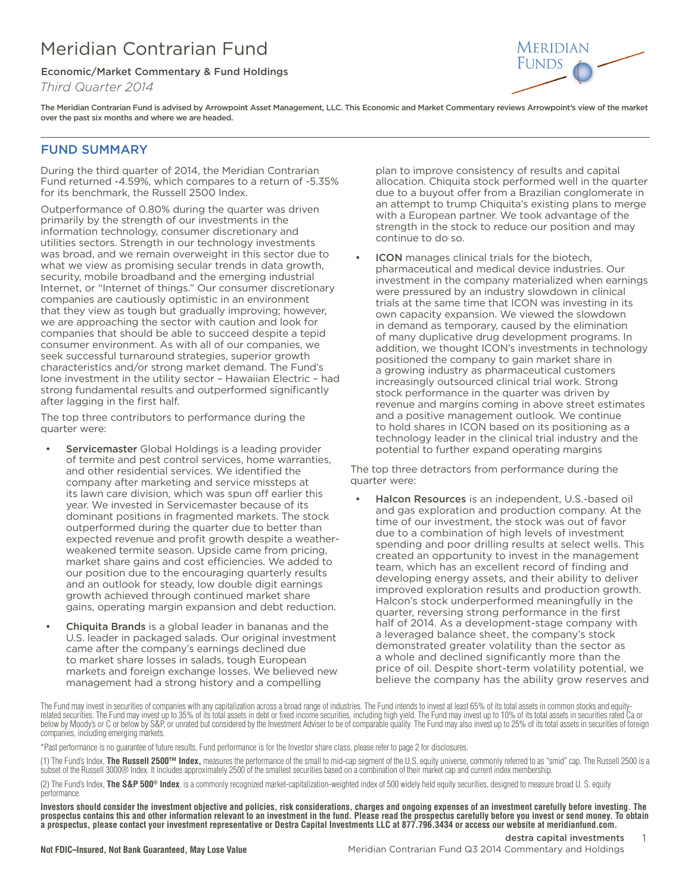# Meridian Contrarian Fund

Economic/Market Commentary & Fund Holdings

*Third Quarter 2014*

**The Meridian Contrarian Fund is advised by Arrowpoint Asset Management, LLC. This Economic and Market Commentary reviews Arrowpoint's view of the market over the past six months and where we are headed.**

## FUND SUMMARY

During the third quarter of 2014, the Meridian Contrarian Fund returned -4.59%, which compares to a return of -5.35% for its benchmark, the Russell 2500 Index.

Outperformance of 0.80% during the quarter was driven primarily by the strength of our investments in the information technology, consumer discretionary and utilities sectors. Strength in our technology investments was broad, and we remain overweight in this sector due to what we view as promising secular trends in data growth, security, mobile broadband and the emerging industrial Internet, or "Internet of things." Our consumer discretionary companies are cautiously optimistic in an environment that they view as tough but gradually improving; however, we are approaching the sector with caution and look for companies that should be able to succeed despite a tepid consumer environment. As with all of our companies, we seek successful turnaround strategies, superior growth characteristics and/or strong market demand. The Fund's lone investment in the utility sector – Hawaiian Electric – had strong fundamental results and outperformed significantly after lagging in the first half.

The top three contributors to performance during the quarter were:

- Servicemaster Global Holdings is a leading provider of termite and pest control services, home warranties, and other residential services. We identified the company after marketing and service missteps at its lawn care division, which was spun off earlier this year. We invested in Servicemaster because of its dominant positions in fragmented markets. The stock outperformed during the quarter due to better than expected revenue and profit growth despite a weather-weakened termite season. Upside came from pricing, market share gains and cost efficiencies. We added to our position due to the encouraging quarterly results and an outlook for steady, low double digit earnings growth achieved through continued market share gains, operating margin expansion and debt reduction.
- Chiquita Brands is a global leader in bananas and the U.S. leader in packaged salads. Our original investment came after the company's earnings declined due to market share losses in salads, tough European markets and foreign exchange losses. We believed new management had a strong history and a compelling plan to improve consistency of results and capital allocation. Chiquita stock performed well in the quarter due to a buyout offer from a Brazilian conglomerate in an attempt to trump Chiquita's existing plans to merge with a European partner. We took advantage of the strength in the stock to reduce our position and may continue to do so.
- ICON manages clinical trials for the biotech, pharmaceutical and medical device industries. Our investment in the company materialized when earnings were pressured by an industry slowdown in clinical trials at the same time that ICON was investing in its own capacity expansion. We viewed the slowdown in demand as temporary, caused by the elimination of many duplicative drug development programs. In addition, we thought ICON's investments in technology positioned the company to gain market share in a growing industry as pharmaceutical customers increasingly outsourced clinical trial work. Strong stock performance in the quarter was driven by revenue and margins coming in above street estimates and a positive management outlook. We continue to hold shares in ICON based on its positioning as a technology leader in the clinical trial industry and the potential to further expand operating margins

The top three detractors from performance during the quarter were:

- Halcon Resources is an independent, U.S.-based oil and gas exploration and production company. At the time of our investment, the stock was out of favor due to a combination of high levels of investment spending and poor drilling results at select wells. This created an opportunity to invest in the management team, which has an excellent record of finding and developing energy assets, and their ability to deliver improved exploration results and production growth. Halcon's stock underperformed meaningfully in the quarter, reversing strong performance in the first half of 2014. As a development-stage company with a leveraged balance sheet, the company's stock demonstrated greater volatility than the sector as a whole and declined significantly more than the price of oil. Despite short-term volatility potential, we believe the company has the ability grow reserves and

The Fund may invest in securities of companies with any capitalization across a broad range of industries. The Fund intends to invest at least 65% of its total assets in common stocks and equity-related securities. The Fund may invest up to 35% of its total assets in debt or fixed income securities, including high yield. The Fund may invest up to 10% of its total assets in securities rated Ca or below by Moody's or C or below by S&P, or unrated but considered by the Investment Adviser to be of comparable quality. The Fund may also invest up to 25% of its total assets in securities of foreign companies, including emerging markets.

*Past performance is no guarantee of future results. Fund performance is for the Investor share class, please refer to page 2 for disclosures.

(1) The Fund's Index, **The Russell 2500™ Index,** measures the performance of the small to mid-cap segment of the U.S. equity universe, commonly referred to as "smid" cap. The Russell 2500 is a subset of the Russell 3000® Index. It includes approximately 2500 of the smallest securities based on a combination of their market cap and current index membership.

(2) The Fund's Index, **The S&P 500® Index**, is a commonly recognized market-capitalization-weighted index of 500 widely held equity securities, designed to measure broad U. S. equity performance.

**Investors should consider the investment objective and policies, risk considerations, charges and ongoing expenses of an investment carefully before investing. The prospectus contains this and other information relevant to an investment in the fund. Please read the prospectus carefully before you invest or send money. To obtain a prospectus, please contact your investment representative or Destra Capital Investments LLC at 877.796.3434 or access our website at meridianfund.com.**

**Not FDIC–Insured, Not Bank Guaranteed, May Lose Value**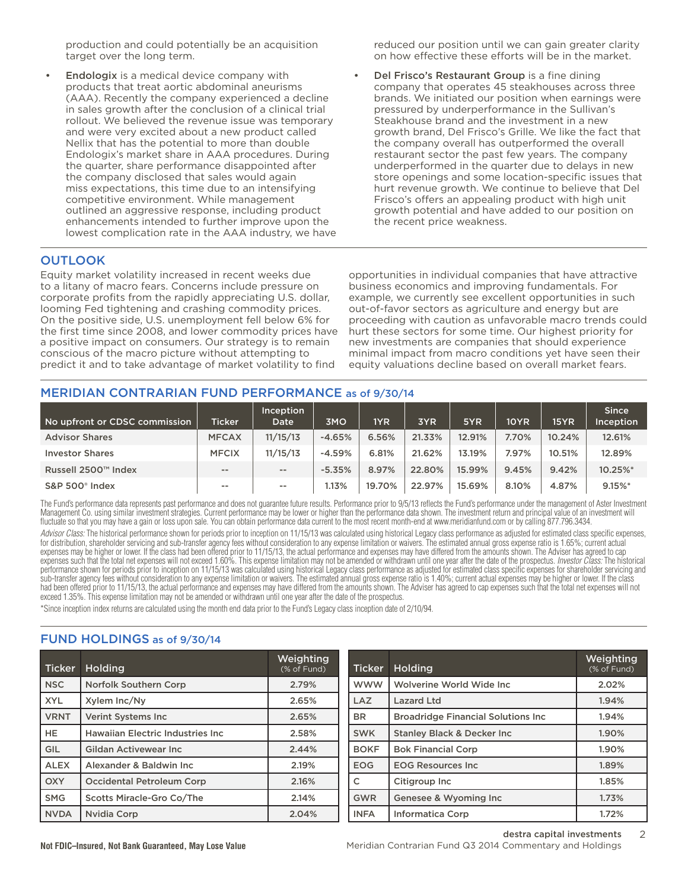production and could potentially be an acquisition target over the long term.

- **Endologix** is a medical device company with products that treat aortic abdominal aneurisms (AAA). Recently the company experienced a decline in sales growth after the conclusion of a clinical trial rollout. We believed the revenue issue was temporary and were very excited about a new product called Nellix that has the potential to more than double Endologix's market share in AAA procedures. During the quarter, share performance disappointed after the company disclosed that sales would again miss expectations, this time due to an intensifying competitive environment. While management outlined an aggressive response, including product enhancements intended to further improve upon the lowest complication rate in the AAA industry, we have reduced our position until we can gain greater clarity on how effective these efforts will be in the market.
- **Del Frisco's Restaurant Group** is a fine dining company that operates 45 steakhouses across three brands. We initiated our position when earnings were pressured by underperformance in the Sullivan's Steakhouse brand and the investment in a new growth brand, Del Frisco's Grille. We like the fact that the company overall has outperformed the overall restaurant sector the past few years. The company underperformed in the quarter due to delays in new store openings and some location-specific issues that hurt revenue growth. We continue to believe that Del Frisco's offers an appealing product with high unit growth potential and have added to our position on the recent price weakness.

## OUTLOOK

Equity market volatility increased in recent weeks due to a litany of macro fears. Concerns include pressure on corporate profits from the rapidly appreciating U.S. dollar, looming Fed tightening and crashing commodity prices. On the positive side, U.S. unemployment fell below 6% for the first time since 2008, and lower commodity prices have a positive impact on consumers. Our strategy is to remain conscious of the macro picture without attempting to predict it and to take advantage of market volatility to find opportunities in individual companies that have attractive business economics and improving fundamentals. For example, we currently see excellent opportunities in such out-of-favor sectors as agriculture and energy but are proceeding with caution as unfavorable macro trends could hurt these sectors for some time. Our highest priority for new investments are companies that should experience minimal impact from macro conditions yet have seen their equity valuations decline based on overall market fears.

## MERIDIAN CONTRARIAN FUND PERFORMANCE as of 9/30/14

| No upfront or CDSC commission | Ticker | Inception Date | 3MO | 1YR | 3YR | 5YR | 10YR | 15YR | Since Inception |
|---|---|---|---|---|---|---|---|---|---|
| Advisor Shares | MFCAX | 11/15/13 | -4.65% | 6.56% | 21.33% | 12.91% | 7.70% | 10.24% | 12.61% |
| Investor Shares | MFCIX | 11/15/13 | -4.59% | 6.81% | 21.62% | 13.19% | 7.97% | 10.51% | 12.89% |
| Russell 2500™ Index | -- | -- | -5.35% | 8.97% | 22.80% | 15.99% | 9.45% | 9.42% | 10.25%* |
| S&P 500® Index | -- | -- | 1.13% | 19.70% | 22.97% | 15.69% | 8.10% | 4.87% | 9.15%* |

The Fund's performance data represents past performance and does not guarantee future results. Performance prior to 9/5/13 reflects the Fund's performance under the management of Aster Investment Management Co. using similar investment strategies. Current performance may be lower or higher than the performance data shown. The investment return and principal value of an investment will fluctuate so that you may have a gain or loss upon sale. You can obtain performance data current to the most recent month-end at www.meridianfund.com or by calling 877.796.3434.

*Advisor Class:* The historical performance shown for periods prior to inception on 11/15/13 was calculated using historical Legacy class performance as adjusted for estimated class specific expenses, for distribution, shareholder servicing and sub-transfer agency fees without consideration to any expense limitation or waivers. The estimated annual gross expense ratio is 1.65%; current actual expenses may be higher or lower. If the class had been offered prior to 11/15/13, the actual performance and expenses may have differed from the amounts shown. The Adviser has agreed to cap expenses such that the total net expenses will not exceed 1.60%. This expense limitation may not be amended or withdrawn until one year after the date of the prospectus. *Investor Class:* The historical performance shown for periods prior to inception on 11/15/13 was calculated using historical Legacy class performance as adjusted for estimated class specific expenses for shareholder servicing and sub-transfer agency fees without consideration to any expense limitation or waivers. The estimated annual gross expense ratio is 1.40%; current actual expenses may be higher or lower. If the class had been offered prior to 11/15/13, the actual performance and expenses may have differed from the amounts shown. The Adviser has agreed to cap expenses such that the total net expenses will not exceed 1.35%. This expense limitation may not be amended or withdrawn until one year after the date of the prospectus.

*Since inception index returns are calculated using the month end data prior to the Fund's Legacy class inception date of 2/10/94.

## FUND HOLDINGS as of 9/30/14

| Ticker | Holding | Weighting (% of Fund) |
|---|---|---|
| NSC | Norfolk Southern Corp | 2.79% |
| XYL | Xylem Inc/Ny | 2.65% |
| VRNT | Verint Systems Inc | 2.65% |
| HE | Hawaiian Electric Industries Inc | 2.58% |
| GIL | Gildan Activewear Inc | 2.44% |
| ALEX | Alexander & Baldwin Inc | 2.19% |
| OXY | Occidental Petroleum Corp | 2.16% |
| SMG | Scotts Miracle-Gro Co/The | 2.14% |
| NVDA | Nvidia Corp | 2.04% |
| WWW | Wolverine World Wide Inc | 2.02% |
| LAZ | Lazard Ltd | 1.94% |
| BR | Broadridge Financial Solutions Inc | 1.94% |
| SWK | Stanley Black & Decker Inc | 1.90% |
| BOKF | Bok Financial Corp | 1.90% |
| EOG | EOG Resources Inc | 1.89% |
| C | Citigroup Inc | 1.85% |
| GWR | Genesee & Wyoming Inc | 1.73% |
| INFA | Informatica Corp | 1.72% |

**Not FDIC–Insured, Not Bank Guaranteed, May Lose Value**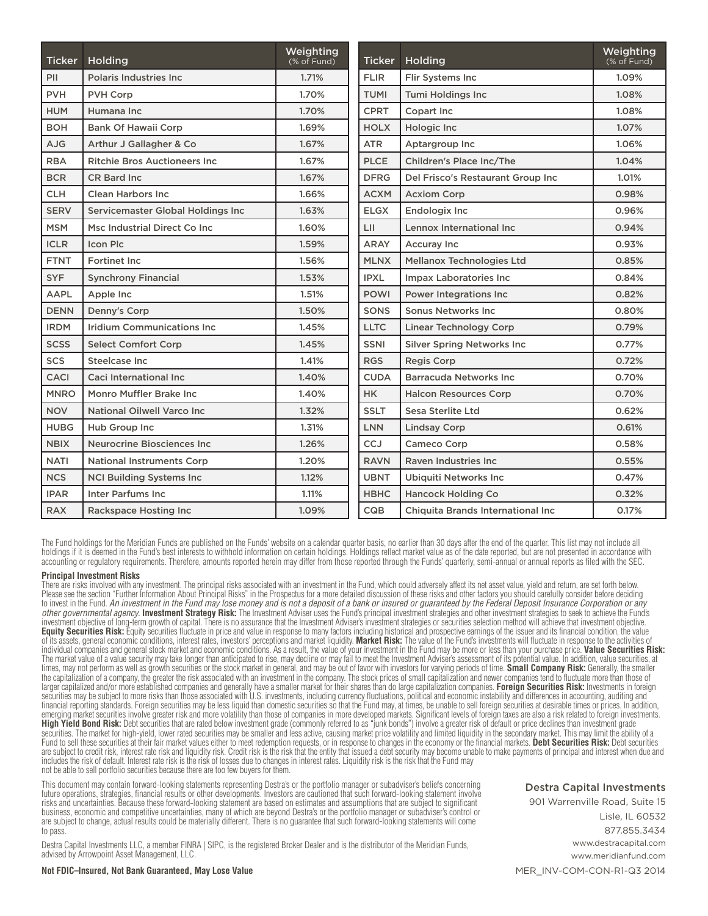| Ticker | Holding | Weighting (% of Fund) |
|---|---|---|
| PII | Polaris Industries Inc | 1.71% |
| PVH | PVH Corp | 1.70% |
| HUM | Humana Inc | 1.70% |
| BOH | Bank Of Hawaii Corp | 1.69% |
| AJG | Arthur J Gallagher & Co | 1.67% |
| RBA | Ritchie Bros Auctioneers Inc | 1.67% |
| BCR | CR Bard Inc | 1.67% |
| CLH | Clean Harbors Inc | 1.66% |
| SERV | Servicemaster Global Holdings Inc | 1.63% |
| MSM | Msc Industrial Direct Co Inc | 1.60% |
| ICLR | Icon Plc | 1.59% |
| FTNT | Fortinet Inc | 1.56% |
| SYF | Synchrony Financial | 1.53% |
| AAPL | Apple Inc | 1.51% |
| DENN | Denny's Corp | 1.50% |
| IRDM | Iridium Communications Inc | 1.45% |
| SCSS | Select Comfort Corp | 1.45% |
| SCS | Steelcase Inc | 1.41% |
| CACI | Caci International Inc | 1.40% |
| MNRO | Monro Muffler Brake Inc | 1.40% |
| NOV | National Oilwell Varco Inc | 1.32% |
| HUBG | Hub Group Inc | 1.31% |
| NBIX | Neurocrine Biosciences Inc | 1.26% |
| NATI | National Instruments Corp | 1.20% |
| NCS | NCI Building Systems Inc | 1.12% |
| IPAR | Inter Parfums Inc | 1.11% |
| RAX | Rackspace Hosting Inc | 1.09% |
| FLIR | Flir Systems Inc | 1.09% |
| TUMI | Tumi Holdings Inc | 1.08% |
| CPRT | Copart Inc | 1.08% |
| HOLX | Hologic Inc | 1.07% |
| ATR | Aptargroup Inc | 1.06% |
| PLCE | Children's Place Inc/The | 1.04% |
| DFRG | Del Frisco's Restaurant Group Inc | 1.01% |
| ACXM | Acxiom Corp | 0.98% |
| ELGX | Endologix Inc | 0.96% |
| LII | Lennox International Inc | 0.94% |
| ARAY | Accuray Inc | 0.93% |
| MLNX | Mellanox Technologies Ltd | 0.85% |
| IPXL | Impax Laboratories Inc | 0.84% |
| POWI | Power Integrations Inc | 0.82% |
| SONS | Sonus Networks Inc | 0.80% |
| LLTC | Linear Technology Corp | 0.79% |
| SSNI | Silver Spring Networks Inc | 0.77% |
| RGS | Regis Corp | 0.72% |
| CUDA | Barracuda Networks Inc | 0.70% |
| HK | Halcon Resources Corp | 0.70% |
| SSLT | Sesa Sterlite Ltd | 0.62% |
| LNN | Lindsay Corp | 0.61% |
| CCJ | Cameco Corp | 0.58% |
| RAVN | Raven Industries Inc | 0.55% |
| UBNT | Ubiquiti Networks Inc | 0.47% |
| HBHC | Hancock Holding Co | 0.32% |
| CQB | Chiquita Brands International Inc | 0.17% |

The Fund holdings for the Meridian Funds are published on the Funds' website on a calendar quarter basis, no earlier than 30 days after the end of the quarter. This list may not include all holdings if it is deemed in the Fund's best interests to withhold information on certain holdings. Holdings reflect market value as of the date reported, but are not presented in accordance with accounting or regulatory requirements. Therefore, amounts reported herein may differ from those reported through the Funds' quarterly, semi-annual or annual reports as filed with the SEC.

**Principal Investment Risks**

There are risks involved with any investment. The principal risks associated with an investment in the Fund, which could adversely affect its net asset value, yield and return, are set forth below. Please see the section "Further Information About Principal Risks" in the Prospectus for a more detailed discussion of these risks and other factors you should carefully consider before deciding to invest in the Fund. *An investment in the Fund may lose money and is not a deposit of a bank or insured or guaranteed by the Federal Deposit Insurance Corporation or any other governmental agency.* **Investment Strategy Risk:** The Investment Adviser uses the Fund's principal investment strategies and other investment strategies to seek to achieve the Fund's investment objective of long-term growth of capital. There is no assurance that the Investment Adviser's investment strategies or securities selection method will achieve that investment objective. **Equity Securities Risk:** Equity securities fluctuate in price and value in response to many factors including historical and prospective earnings of the issuer and its financial condition, the value of its assets, general economic conditions, interest rates, investors' perceptions and market liquidity. **Market Risk:** The value of the Fund's investments will fluctuate in response to the activities of individual companies and general stock market and economic conditions. As a result, the value of your investment in the Fund may be more or less than your purchase price. **Value Securities Risk:** The market value of a value security may take longer than anticipated to rise, may decline or may fail to meet the Investment Adviser's assessment of its potential value. In addition, value securities, at times, may not perform as well as growth securities or the stock market in general, and may be out of favor with investors for varying periods of time. **Small Company Risk:** Generally, the smaller the capitalization of a company, the greater the risk associated with an investment in the company. The stock prices of small capitalization and newer companies tend to fluctuate more than those of larger capitalized and/or more established companies and generally have a smaller market for their shares than do large capitalization companies. **Foreign Securities Risk:** Investments in foreign securities may be subject to more risks than those associated with U.S. investments, including currency fluctuations, political and economic instability and differences in accounting, auditing and financial reporting standards. Foreign securities may be less liquid than domestic securities so that the Fund may, at times, be unable to sell foreign securities at desirable times or prices. In addition, emerging market securities involve greater risk and more volatility than those of companies in more developed markets. Significant levels of foreign taxes are also a risk related to foreign investments. **High Yield Bond Risk:** Debt securities that are rated below investment grade (commonly referred to as "junk bonds") involve a greater risk of default or price declines than investment grade securities. The market for high-yield, lower rated securities may be smaller and less active, causing market price volatility and limited liquidity in the secondary market. This may limit the ability of a Fund to sell these securities at their fair market values either to meet redemption requests, or in response to changes in the economy or the financial markets. **Debt Securities Risk:** Debt securities are subject to credit risk, interest rate risk and liquidity risk. Credit risk is the risk that the entity that issued a debt security may become unable to make payments of principal and interest when due and includes the risk of default. Interest rate risk is the risk of losses due to changes in interest rates. Liquidity risk is the risk that the Fund may not be able to sell portfolio securities because there are too few buyers for them.

This document may contain forward-looking statements representing Destra's or the portfolio manager or subadviser's beliefs concerning future operations, strategies, financial results or other developments. Investors are cautioned that such forward-looking statement involve risks and uncertainties. Because these forward-looking statement are based on estimates and assumptions that are subject to significant business, economic and competitive uncertainties, many of which are beyond Destra's or the portfolio manager or subadviser's control or are subject to change, actual results could be materially different. There is no guarantee that such forward-looking statements will come to pass.

Destra Capital Investments LLC, a member FINRA | SIPC, is the registered Broker Dealer and is the distributor of the Meridian Funds, advised by Arrowpoint Asset Management, LLC.

**Not FDIC–Insured, Not Bank Guaranteed, May Lose Value**

Destra Capital Investments
901 Warrenville Road, Suite 15
Lisle, IL 60532
877.855.3434
www.destracapital.com
www.meridianfund.com

MER_INV-COM-CON-R1-Q3 2014